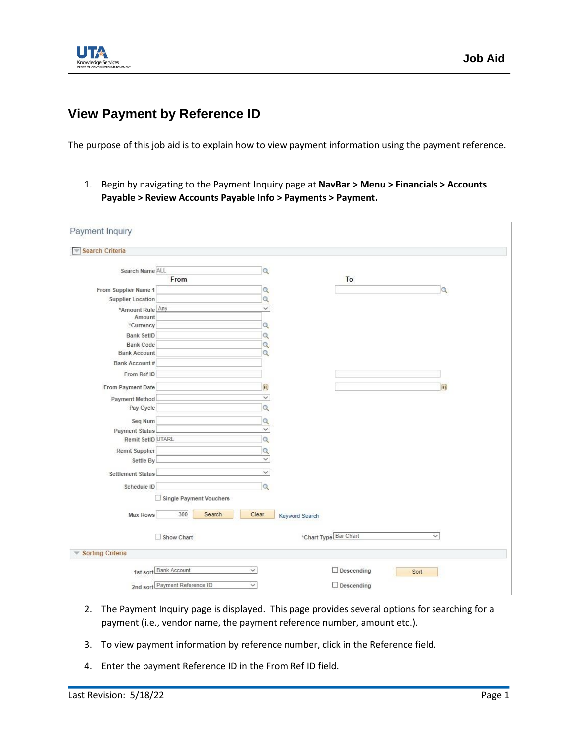# View Payment by Reference ID

The purpose of this job aid is to explain how to view payment information using the payment reference.

1. Begin by navigating to the Payment Inquiry page at **NavBar > Menu > Financials > Accounts Payable > Review Accounts Payable Info > Payments > Payment.**

2. The Payment Inquiry page is displayed. This page provides several options for searching for a payment (i.e., vendor name, the payment reference number, amount etc.).

3. To view payment information by reference number, click in the Reference field.

4. Enter the payment Reference ID in the From Ref ID field.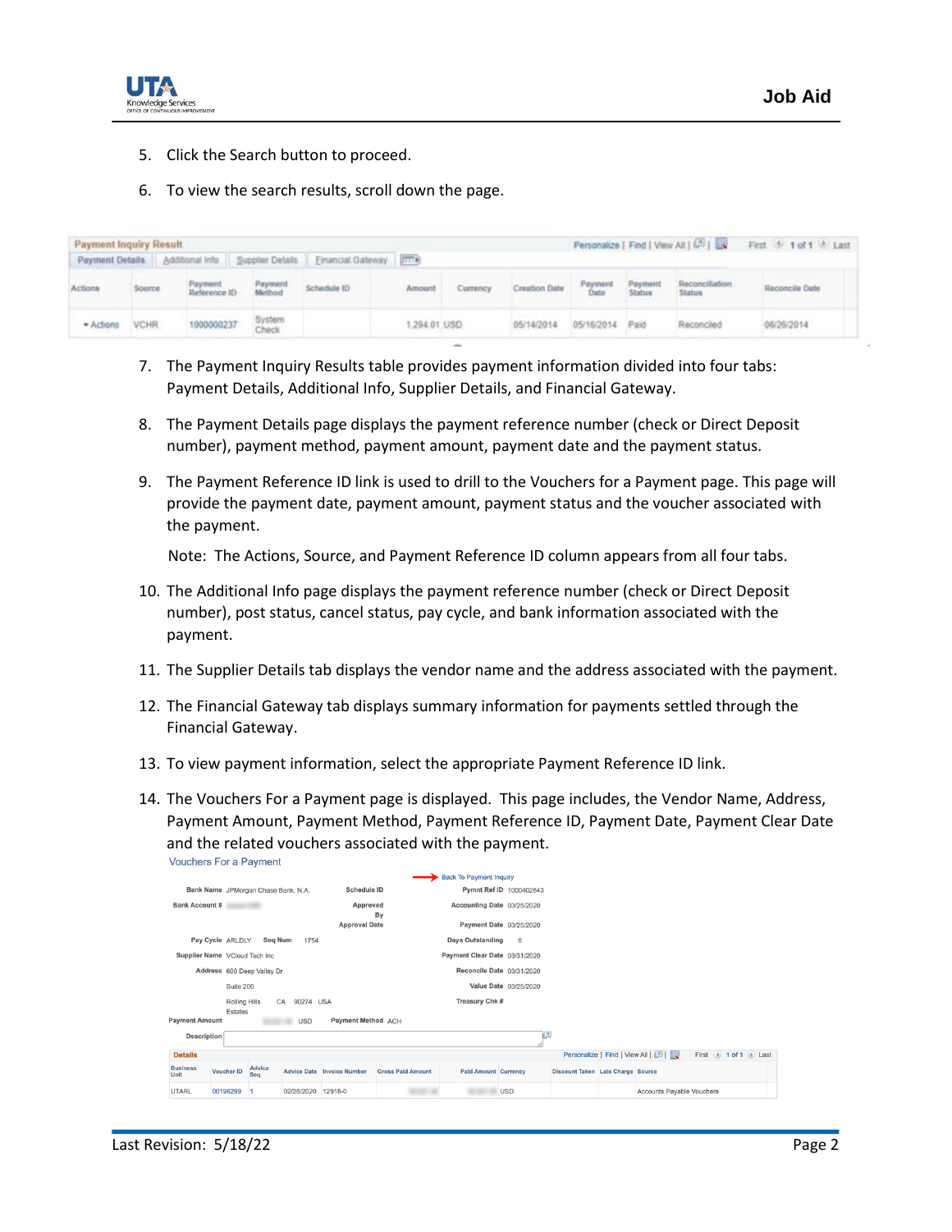5. Click the Search button to proceed.

6. To view the search results, scroll down the page.

**Payment Inquiry Result**

Payment Details | Additional Info | Supplier Details | Financial Gateway

| Actions | Source | Payment Reference ID | Payment Method | Schedule ID | Amount | Currency | Creation Date | Payment Date | Payment Status | Reconciliation Status | Reconcile Date |
|---|---|---|---|---|---|---|---|---|---|---|---|
| Actions | VCHR | 1000000237 | System Check | | 1,294.01 | USD | 05/14/2014 | 05/16/2014 | Paid | Reconciled | 06/26/2014 |

7. The Payment Inquiry Results table provides payment information divided into four tabs: Payment Details, Additional Info, Supplier Details, and Financial Gateway.

8. The Payment Details page displays the payment reference number (check or Direct Deposit number), payment method, payment amount, payment date and the payment status.

9. The Payment Reference ID link is used to drill to the Vouchers for a Payment page. This page will provide the payment date, payment amount, payment status and the voucher associated with the payment.

   Note: The Actions, Source, and Payment Reference ID column appears from all four tabs.

10. The Additional Info page displays the payment reference number (check or Direct Deposit number), post status, cancel status, pay cycle, and bank information associated with the payment.

11. The Supplier Details tab displays the vendor name and the address associated with the payment.

12. The Financial Gateway tab displays summary information for payments settled through the Financial Gateway.

13. To view payment information, select the appropriate Payment Reference ID link.

14. The Vouchers For a Payment page is displayed. This page includes, the Vendor Name, Address, Payment Amount, Payment Method, Payment Reference ID, Payment Date, Payment Clear Date and the related vouchers associated with the payment.

**Vouchers For a Payment**

Back To Payment Inquiry

- Bank Name: JPMorgan Chase Bank, N.A.
- Bank Account #:
- Schedule ID:
- Approved By:
- Approval Date:
- Pymnt Ref ID: 1000402643
- Accounting Date: 03/25/2020
- Payment Date: 03/25/2020
- Pay Cycle: ARLDLY
- Seq Num: 1754
- Days Outstanding: 6
- Supplier Name: VCloud Tech Inc
- Payment Clear Date: 03/31/2020
- Address: 609 Deep Valley Dr, Suite 200, Rolling Hills Estates CA 90274 USA
- Reconcile Date: 03/31/2020
- Value Date: 03/25/2020
- Treasury Chk #:
- Payment Amount: USD
- Payment Method: ACH
- Description:

**Details**

| Business Unit | Voucher ID | Advice Seq | Advice Date | Invoice Number | Gross Paid Amount | Paid Amount | Currency | Discount Taken | Late Charge | Source |
|---|---|---|---|---|---|---|---|---|---|---|
| UTARL | 00196299 | 1 | 02/28/2020 | 12918-0 | | | USD | | | Accounts Payable Vouchers |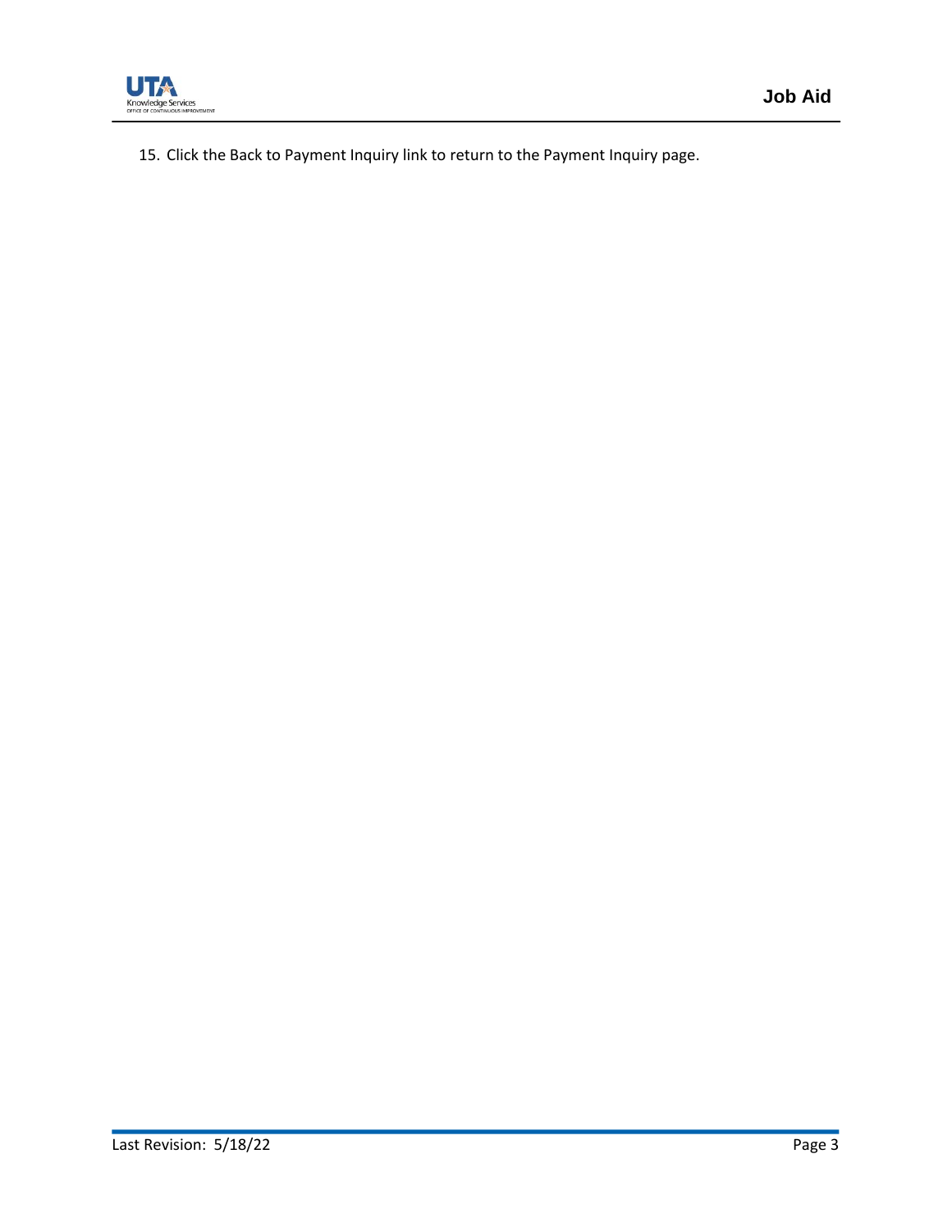15. Click the Back to Payment Inquiry link to return to the Payment Inquiry page.